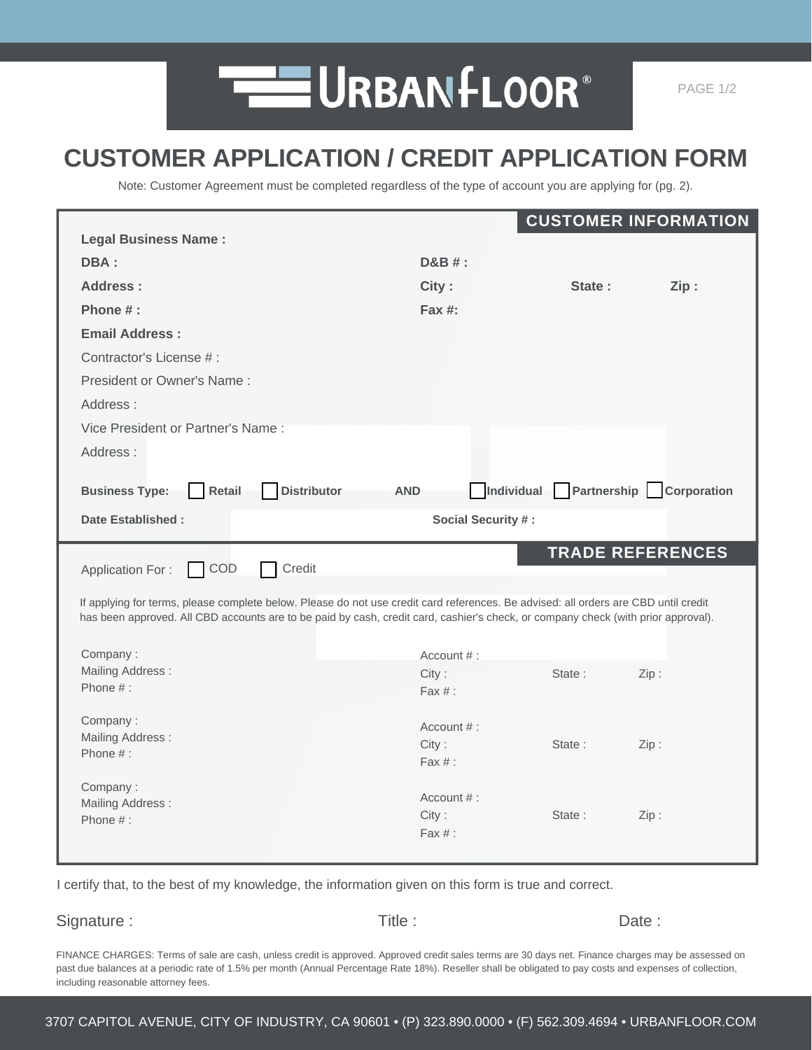URBANFLOOR®

# CUSTOMER APPLICATION / CREDIT APPLICATION FORM

Note: Customer Agreement must be completed regardless of the type of account you are applying for (pg. 2).

## CUSTOMER INFORMATION

**Legal Business Name :**

**DBA :** **D&B # :**

**Address :** **City :** **State :** **Zip :**

**Phone # :** **Fax #:**

**Email Address :**

Contractor's License # :

President or Owner's Name :

Address :

Vice President or Partner's Name :

Address :

**Business Type:** ☐ **Retail** ☐ **Distributor** **AND** ☐ **Individual** ☐ **Partnership** ☐ **Corporation**

**Date Established :** **Social Security # :**

## TRADE REFERENCES

Application For : ☐ COD ☐ Credit

If applying for terms, please complete below. Please do not use credit card references. Be advised: all orders are CBD until credit has been approved. All CBD accounts are to be paid by cash, credit card, cashier's check, or company check (with prior approval).

Company : Account # :
Mailing Address : City : State : Zip :
Phone # : Fax # :

Company : Account # :
Mailing Address : City : State : Zip :
Phone # : Fax # :

Company : Account # :
Mailing Address : City : State : Zip :
Phone # : Fax # :

I certify that, to the best of my knowledge, the information given on this form is true and correct.

Signature : Title : Date :

FINANCE CHARGES: Terms of sale are cash, unless credit is approved. Approved credit sales terms are 30 days net. Finance charges may be assessed on past due balances at a periodic rate of 1.5% per month (Annual Percentage Rate 18%). Reseller shall be obligated to pay costs and expenses of collection, including reasonable attorney fees.

3707 CAPITOL AVENUE, CITY OF INDUSTRY, CA 90601 • (P) 323.890.0000 • (F) 562.309.4694 • URBANFLOOR.COM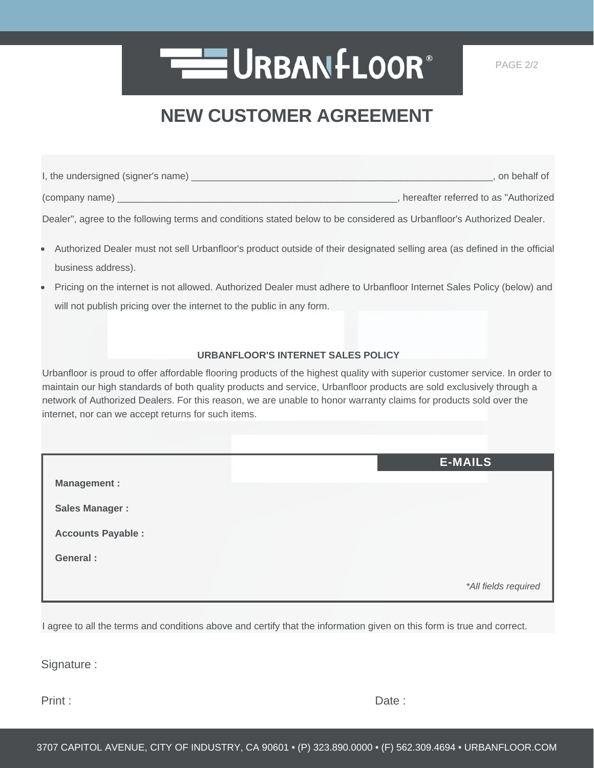URBANFLOOR®

# NEW CUSTOMER AGREEMENT

I, the undersigned (signer's name) ___________________________________________________________, on behalf of (company name) ______________________________________________________, hereafter referred to as "Authorized Dealer", agree to the following terms and conditions stated below to be considered as Urbanfloor's Authorized Dealer.

- Authorized Dealer must not sell Urbanfloor's product outside of their designated selling area (as defined in the official business address).
- Pricing on the internet is not allowed. Authorized Dealer must adhere to Urbanfloor Internet Sales Policy (below) and will not publish pricing over the internet to the public in any form.

### URBANFLOOR'S INTERNET SALES POLICY

Urbanfloor is proud to offer affordable flooring products of the highest quality with superior customer service. In order to maintain our high standards of both quality products and service, Urbanfloor products are sold exclusively through a network of Authorized Dealers. For this reason, we are unable to honor warranty claims for products sold over the internet, nor can we accept returns for such items.

| | E-MAILS |
|---|---|
| **Management :** | |
| **Sales Manager :** | |
| **Accounts Payable :** | |
| **General :** | |

*\*All fields required*

I agree to all the terms and conditions above and certify that the information given on this form is true and correct.

Signature :

Print :

Date :

3707 CAPITOL AVENUE, CITY OF INDUSTRY, CA 90601 • (P) 323.890.0000 • (F) 562.309.4694 • URBANFLOOR.COM